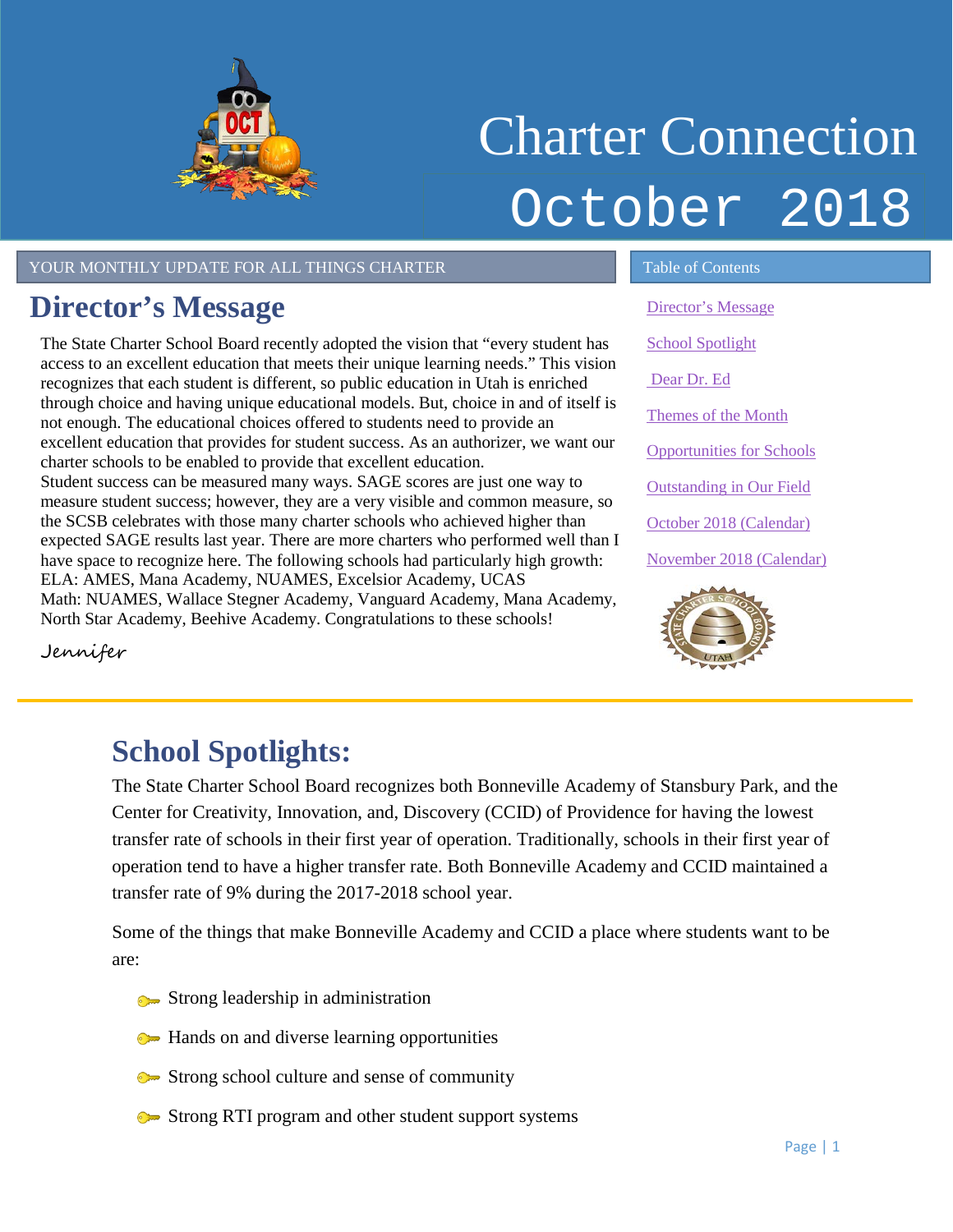# Charter Connection

# October 2018

YOUR MONTHLY UPDATE FOR ALL THINGS CHARTER

## Director's Message

The State Charter School Board recently adopted the vision that "every student has access to an excellent education that meets their unique learning needs." This vision recognizes that each student is different, so public education in Utah is enriched through choice and having unique educational models. But, choice in and of itself is not enough. The educational choices offered to students need to provide an excellent education that provides for student success. As an authorizer, we want our charter schools to be enabled to provide that excellent education.

Student success can be measured many ways. SAGE scores are just one way to measure student success; however, they are a very visible and common measure, so the SCSB celebrates with those many charter schools who achieved higher than expected SAGE results last year. There are more charters who performed well than I have space to recognize here. The following schools had particularly high growth:

ELA: AMES, Mana Academy, NUAMES, Excelsior Academy, UCAS

Math: NUAMES, Wallace Stegner Academy, Vanguard Academy, Mana Academy, North Star Academy, Beehive Academy. Congratulations to these schools!

*Jennifer*

### Table of Contents

- Director's Message
- School Spotlight
- Dear Dr. Ed
- Themes of the Month
- Opportunities for Schools
- Outstanding in Our Field
- October 2018 (Calendar)
- November 2018 (Calendar)

## School Spotlights:

The State Charter School Board recognizes both Bonneville Academy of Stansbury Park, and the Center for Creativity, Innovation, and, Discovery (CCID) of Providence for having the lowest transfer rate of schools in their first year of operation. Traditionally, schools in their first year of operation tend to have a higher transfer rate. Both Bonneville Academy and CCID maintained a transfer rate of 9% during the 2017-2018 school year.

Some of the things that make Bonneville Academy and CCID a place where students want to be are:

- Strong leadership in administration
- Hands on and diverse learning opportunities
- Strong school culture and sense of community
- Strong RTI program and other student support systems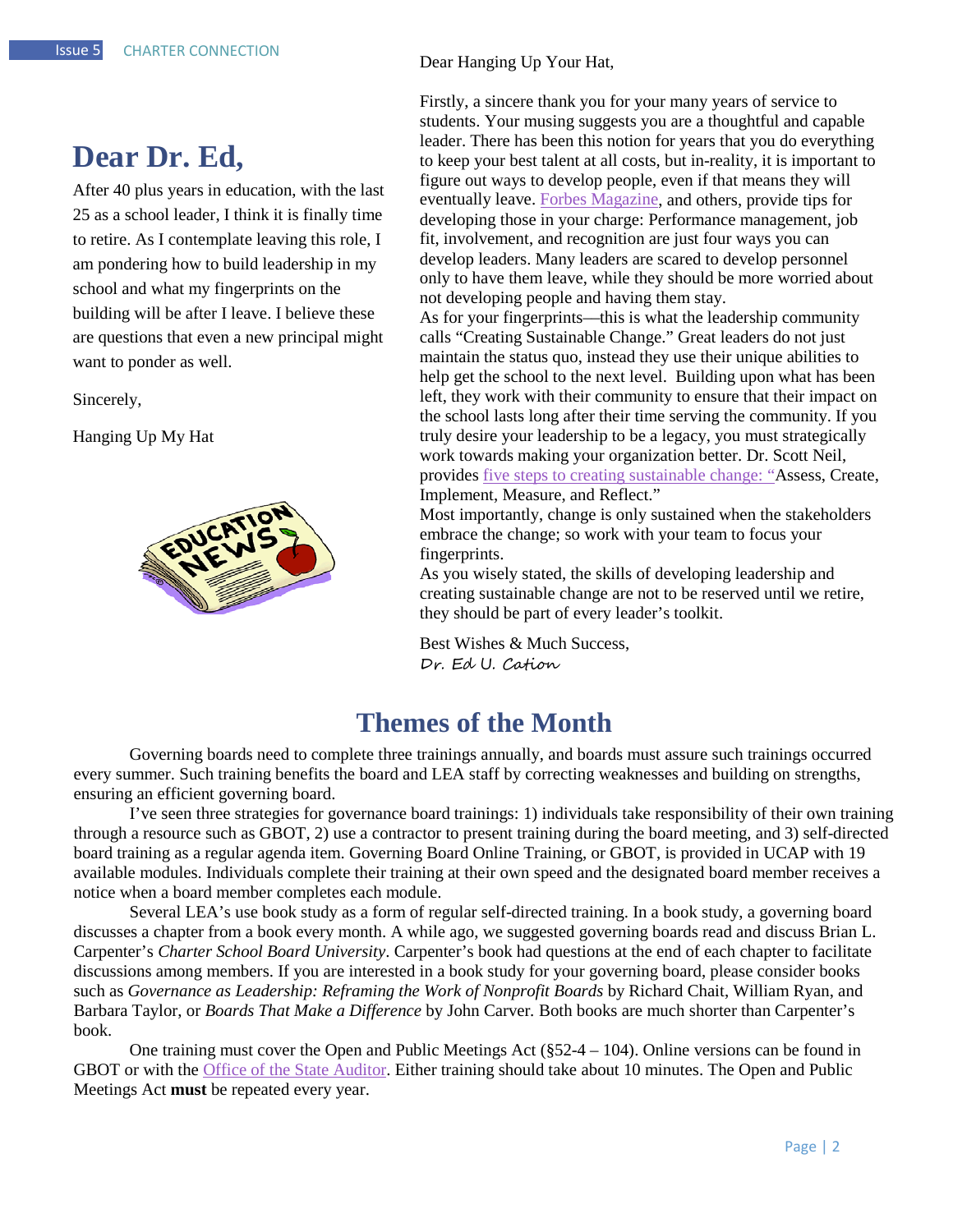# Dear Dr. Ed,

After 40 plus years in education, with the last 25 as a school leader, I think it is finally time to retire. As I contemplate leaving this role, I am pondering how to build leadership in my school and what my fingerprints on the building will be after I leave. I believe these are questions that even a new principal might want to ponder as well.

Sincerely,

Hanging Up My Hat

Dear Hanging Up Your Hat,

Firstly, a sincere thank you for your many years of service to students. Your musing suggests you are a thoughtful and capable leader. There has been this notion for years that you do everything to keep your best talent at all costs, but in-reality, it is important to figure out ways to develop people, even if that means they will eventually leave. Forbes Magazine, and others, provide tips for developing those in your charge: Performance management, job fit, involvement, and recognition are just four ways you can develop leaders. Many leaders are scared to develop personnel only to have them leave, while they should be more worried about not developing people and having them stay.

As for your fingerprints—this is what the leadership community calls "Creating Sustainable Change." Great leaders do not just maintain the status quo, instead they use their unique abilities to help get the school to the next level. Building upon what has been left, they work with their community to ensure that their impact on the school lasts long after their time serving the community. If you truly desire your leadership to be a legacy, you must strategically work towards making your organization better. Dr. Scott Neil, provides five steps to creating sustainable change: "Assess, Create, Implement, Measure, and Reflect."

Most importantly, change is only sustained when the stakeholders embrace the change; so work with your team to focus your fingerprints.

As you wisely stated, the skills of developing leadership and creating sustainable change are not to be reserved until we retire, they should be part of every leader's toolkit.

Best Wishes & Much Success,
Dr. Ed U. Cation

## Themes of the Month

Governing boards need to complete three trainings annually, and boards must assure such trainings occurred every summer. Such training benefits the board and LEA staff by correcting weaknesses and building on strengths, ensuring an efficient governing board.

I've seen three strategies for governance board trainings: 1) individuals take responsibility of their own training through a resource such as GBOT, 2) use a contractor to present training during the board meeting, and 3) self-directed board training as a regular agenda item. Governing Board Online Training, or GBOT, is provided in UCAP with 19 available modules. Individuals complete their training at their own speed and the designated board member receives a notice when a board member completes each module.

Several LEA's use book study as a form of regular self-directed training. In a book study, a governing board discusses a chapter from a book every month. A while ago, we suggested governing boards read and discuss Brian L. Carpenter's *Charter School Board University*. Carpenter's book had questions at the end of each chapter to facilitate discussions among members. If you are interested in a book study for your governing board, please consider books such as *Governance as Leadership: Reframing the Work of Nonprofit Boards* by Richard Chait, William Ryan, and Barbara Taylor, or *Boards That Make a Difference* by John Carver. Both books are much shorter than Carpenter's book.

One training must cover the Open and Public Meetings Act (§52-4 – 104). Online versions can be found in GBOT or with the Office of the State Auditor. Either training should take about 10 minutes. The Open and Public Meetings Act **must** be repeated every year.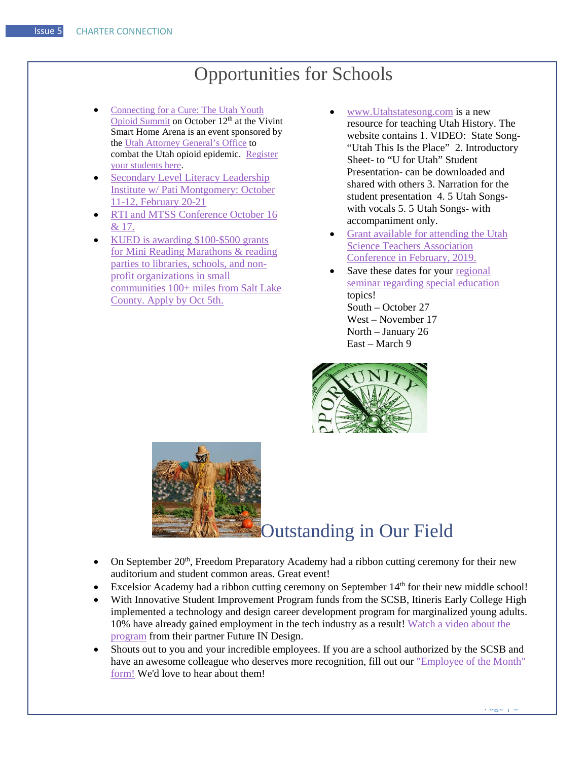# Opportunities for Schools

- Connecting for a Cure: The Utah Youth Opioid Summit on October 12th at the Vivint Smart Home Arena is an event sponsored by the Utah Attorney General's Office to combat the Utah opioid epidemic. Register your students here.
- Secondary Level Literacy Leadership Institute w/ Pati Montgomery: October 11-12, February 20-21
- RTI and MTSS Conference October 16 & 17.
- KUED is awarding $100-$500 grants for Mini Reading Marathons & reading parties to libraries, schools, and non-profit organizations in small communities 100+ miles from Salt Lake County. Apply by Oct 5th.
- www.Utahstatesong.com is a new resource for teaching Utah History. The website contains 1. VIDEO: State Song- "Utah This Is the Place" 2. Introductory Sheet- to "U for Utah" Student Presentation- can be downloaded and shared with others 3. Narration for the student presentation 4. 5 Utah Songs- with vocals 5. 5 Utah Songs- with accompaniment only.
- Grant available for attending the Utah Science Teachers Association Conference in February, 2019.
- Save these dates for your regional seminar regarding special education topics!
  South – October 27
  West – November 17
  North – January 26
  East – March 9

# Outstanding in Our Field

- On September 20th, Freedom Preparatory Academy had a ribbon cutting ceremony for their new auditorium and student common areas. Great event!
- Excelsior Academy had a ribbon cutting ceremony on September 14th for their new middle school!
- With Innovative Student Improvement Program funds from the SCSB, Itineris Early College High implemented a technology and design career development program for marginalized young adults. 10% have already gained employment in the tech industry as a result! Watch a video about the program from their partner Future IN Design.
- Shouts out to you and your incredible employees. If you are a school authorized by the SCSB and have an awesome colleague who deserves more recognition, fill out our "Employee of the Month" form! We'd love to hear about them!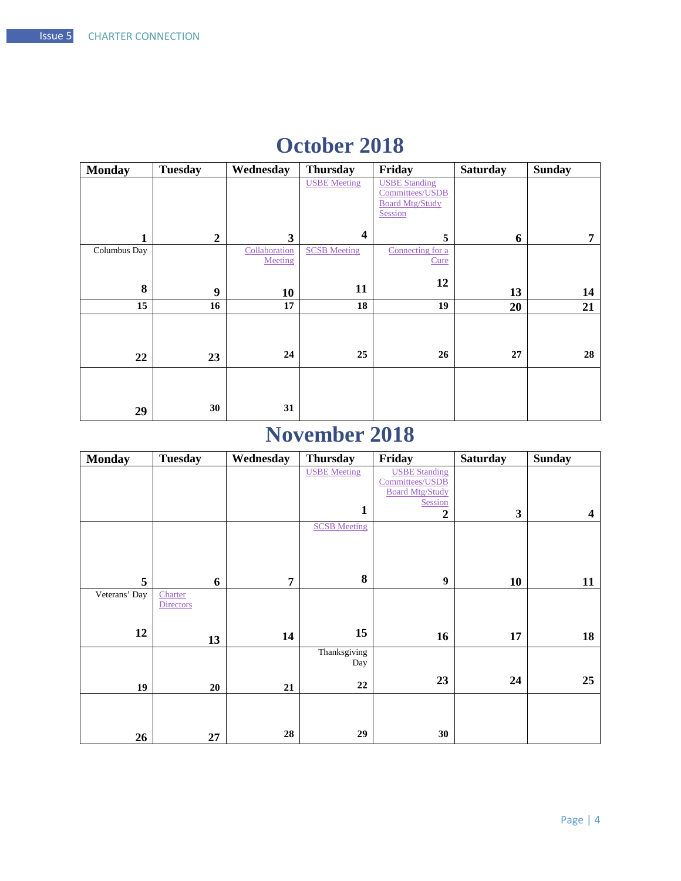# October 2018

| Monday | Tuesday | Wednesday | Thursday | Friday | Saturday | Sunday |
|---|---|---|---|---|---|---|
| 1 | 2 | 3 | USBE Meeting 4 | USBE Standing Committees/USDB Board Mtg/Study Session 5 | 6 | 7 |
| Columbus Day 8 | 9 | Collaboration Meeting 10 | SCSB Meeting 11 | Connecting for a Cure 12 | 13 | 14 |
| 15 | 16 | 17 | 18 | 19 | 20 | 21 |
| 22 | 23 | 24 | 25 | 26 | 27 | 28 |
| 29 | 30 | 31 | | | | |

# November 2018

| Monday | Tuesday | Wednesday | Thursday | Friday | Saturday | Sunday |
|---|---|---|---|---|---|---|
| | | | USBE Meeting 1 | USBE Standing Committees/USDB Board Mtg/Study Session 2 | 3 | 4 |
| 5 | 6 | 7 | SCSB Meeting 8 | 9 | 10 | 11 |
| Veterans' Day 12 | Charter Directors 13 | 14 | 15 | 16 | 17 | 18 |
| 19 | 20 | 21 | Thanksgiving Day 22 | 23 | 24 | 25 |
| 26 | 27 | 28 | 29 | 30 | | |